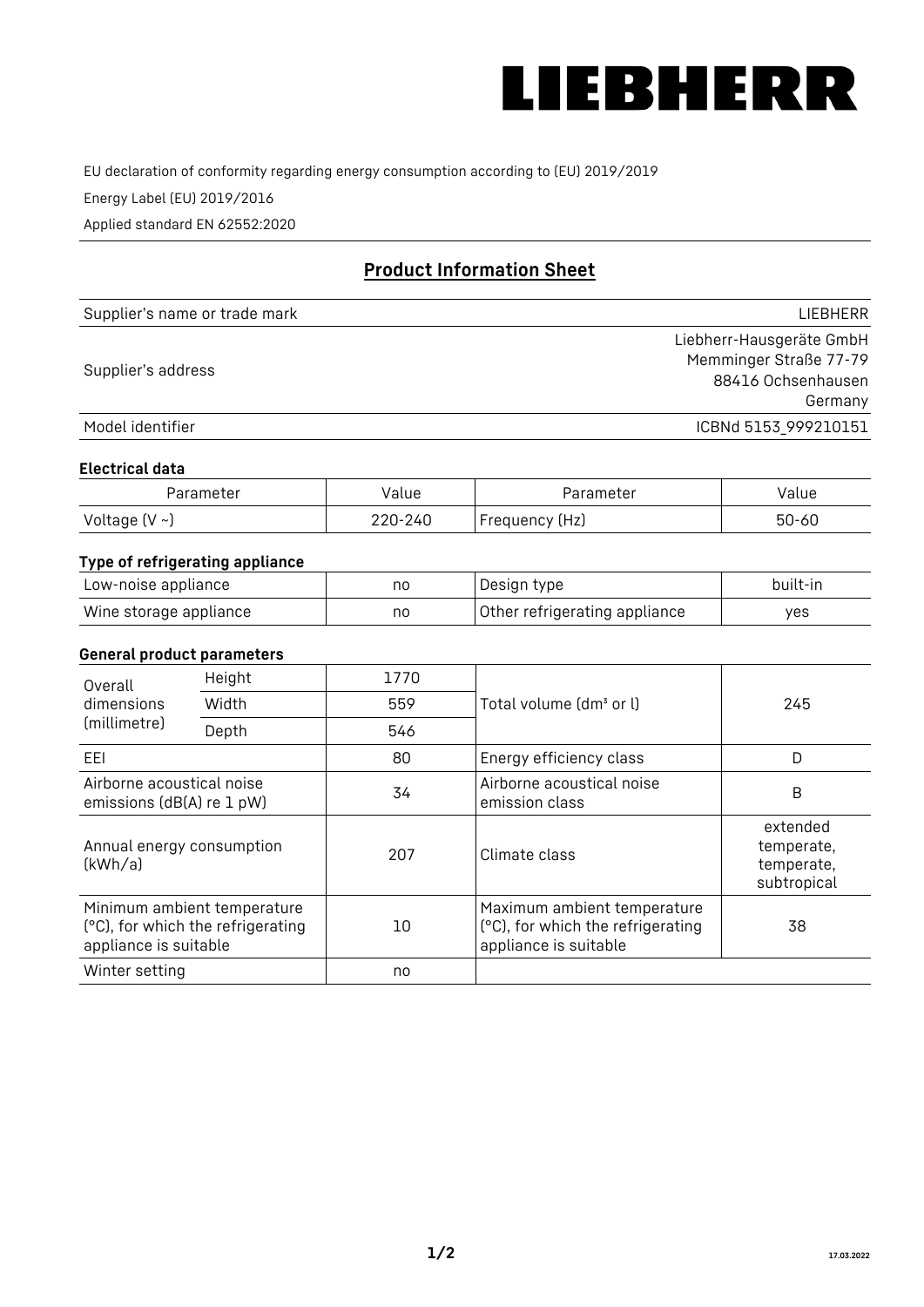LIEBHERR

EU declaration of conformity regarding energy consumption according to (EU) 2019/2019

Energy Label (EU) 2019/2016

Applied standard EN 62552:2020

## Product Information Sheet

| | |
|---|---|
| Supplier's name or trade mark | LIEBHERR |
| Supplier's address | Liebherr-Hausgeräte GmbH<br>Memminger Straße 77-79<br>88416 Ochsenhausen<br>Germany |
| Model identifier | ICBNd 5153_999210151 |

### Electrical data

| Parameter | Value | Parameter | Value |
|---|---|---|---|
| Voltage (V ~) | 220-240 | Frequency (Hz) | 50-60 |

### Type of refrigerating appliance

| | | | |
|---|---|---|---|
| Low-noise appliance | no | Design type | built-in |
| Wine storage appliance | no | Other refrigerating appliance | yes |

### General product parameters

| | | | | |
|---|---|---|---|---|
| Overall dimensions (millimetre) | Height | 1770 | Total volume (dm³ or l) | 245 |
| | Width | 559 | | |
| | Depth | 546 | | |
| EEI | | 80 | Energy efficiency class | D |
| Airborne acoustical noise emissions (dB(A) re 1 pW) | | 34 | Airborne acoustical noise emission class | B |
| Annual energy consumption (kWh/a) | | 207 | Climate class | extended temperate, temperate, subtropical |
| Minimum ambient temperature (°C), for which the refrigerating appliance is suitable | | 10 | Maximum ambient temperature (°C), for which the refrigerating appliance is suitable | 38 |
| Winter setting | | no | | |

17.03.2022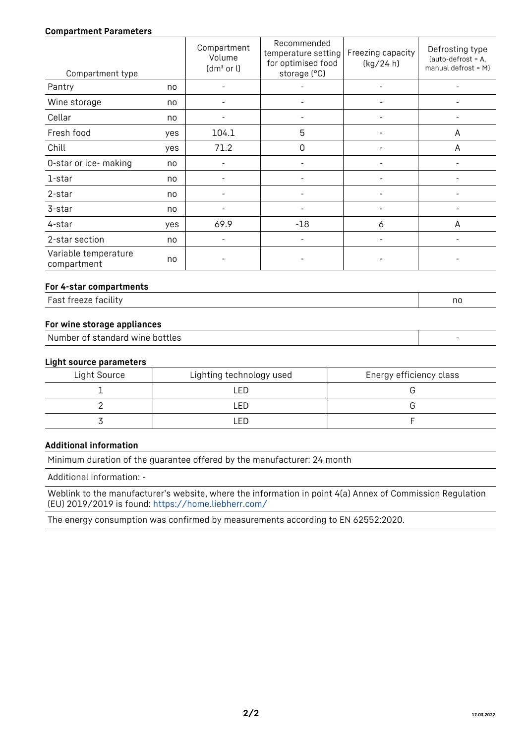**Compartment Parameters**

| Compartment type | | Compartment Volume (dm³ or l) | Recommended temperature setting for optimised food storage (°C) | Freezing capacity (kg/24 h) | Defrosting type (auto-defrost = A, manual defrost = M) |
|---|---|---|---|---|---|
| Pantry | no | - | - | - | - |
| Wine storage | no | - | - | - | - |
| Cellar | no | - | - | - | - |
| Fresh food | yes | 104.1 | 5 | - | A |
| Chill | yes | 71.2 | 0 | - | A |
| 0-star or ice- making | no | - | - | - | - |
| 1-star | no | - | - | - | - |
| 2-star | no | - | - | - | - |
| 3-star | no | - | - | - | - |
| 4-star | yes | 69.9 | -18 | 6 | A |
| 2-star section | no | - | - | - | - |
| Variable temperature compartment | no | - | - | - | - |

**For 4-star compartments**

| | |
|---|---|
| Fast freeze facility | no |

**For wine storage appliances**

| | |
|---|---|
| Number of standard wine bottles | - |

**Light source parameters**

| Light Source | Lighting technology used | Energy efficiency class |
|---|---|---|
| 1 | LED | G |
| 2 | LED | G |
| 3 | LED | F |

**Additional information**

Minimum duration of the guarantee offered by the manufacturer: 24 month

Additional information: -

Weblink to the manufacturer's website, where the information in point 4(a) Annex of Commission Regulation (EU) 2019/2019 is found: https://home.liebherr.com/

The energy consumption was confirmed by measurements according to EN 62552:2020.

17.03.2022